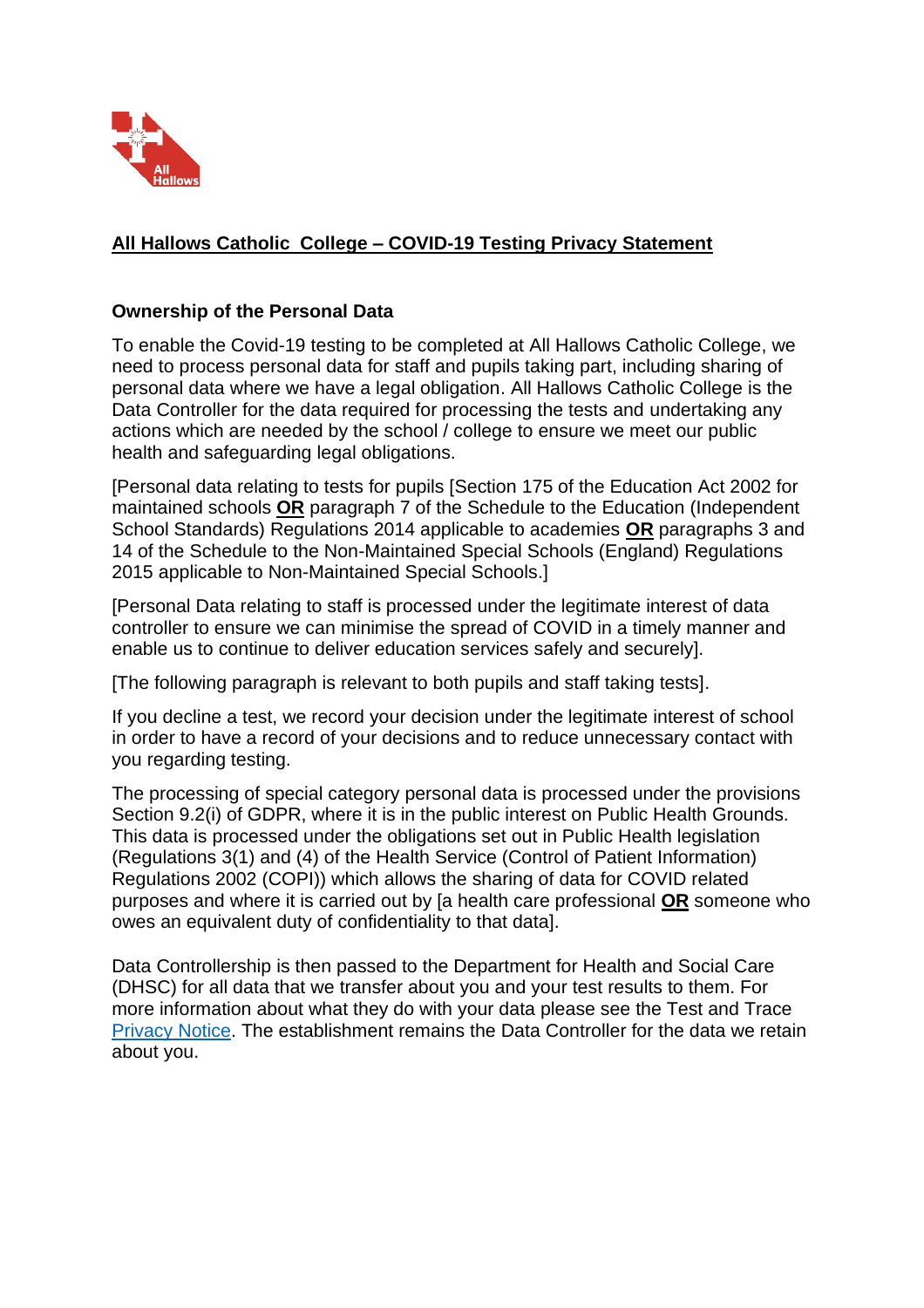## **All Hallows Catholic  College – COVID-19 Testing Privacy Statement**

### Ownership of the Personal Data

To enable the Covid-19 testing to be completed at All Hallows Catholic College, we need to process personal data for staff and pupils taking part, including sharing of personal data where we have a legal obligation. All Hallows Catholic College is the Data Controller for the data required for processing the tests and undertaking any actions which are needed by the school / college to ensure we meet our public health and safeguarding legal obligations.

[Personal data relating to tests for pupils [Section 175 of the Education Act 2002 for maintained schools **OR** paragraph 7 of the Schedule to the Education (Independent School Standards) Regulations 2014 applicable to academies **OR** paragraphs 3 and 14 of the Schedule to the Non-Maintained Special Schools (England) Regulations 2015 applicable to Non-Maintained Special Schools.]

[Personal Data relating to staff is processed under the legitimate interest of data controller to ensure we can minimise the spread of COVID in a timely manner and enable us to continue to deliver education services safely and securely].

[The following paragraph is relevant to both pupils and staff taking tests].

If you decline a test, we record your decision under the legitimate interest of school in order to have a record of your decisions and to reduce unnecessary contact with you regarding testing.

The processing of special category personal data is processed under the provisions Section 9.2(i) of GDPR, where it is in the public interest on Public Health Grounds. This data is processed under the obligations set out in Public Health legislation (Regulations 3(1) and (4) of the Health Service (Control of Patient Information) Regulations 2002 (COPI)) which allows the sharing of data for COVID related purposes and where it is carried out by [a health care professional **OR** someone who owes an equivalent duty of confidentiality to that data].

Data Controllership is then passed to the Department for Health and Social Care (DHSC) for all data that we transfer about you and your test results to them. For more information about what they do with your data please see the Test and Trace Privacy Notice. The establishment remains the Data Controller for the data we retain about you.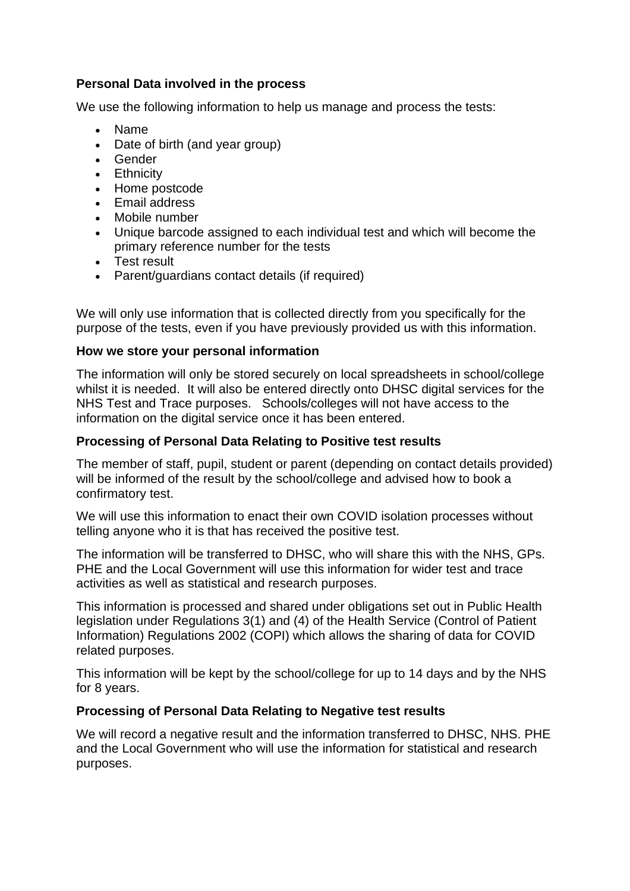**Personal Data involved in the process**

We use the following information to help us manage and process the tests:

- Name
- Date of birth (and year group)
- Gender
- Ethnicity
- Home postcode
- Email address
- Mobile number
- Unique barcode assigned to each individual test and which will become the primary reference number for the tests
- Test result
- Parent/guardians contact details (if required)

We will only use information that is collected directly from you specifically for the purpose of the tests, even if you have previously provided us with this information.

**How we store your personal information**

The information will only be stored securely on local spreadsheets in school/college whilst it is needed. It will also be entered directly onto DHSC digital services for the NHS Test and Trace purposes. Schools/colleges will not have access to the information on the digital service once it has been entered.

**Processing of Personal Data Relating to Positive test results**

The member of staff, pupil, student or parent (depending on contact details provided) will be informed of the result by the school/college and advised how to book a confirmatory test.

We will use this information to enact their own COVID isolation processes without telling anyone who it is that has received the positive test.

The information will be transferred to DHSC, who will share this with the NHS, GPs. PHE and the Local Government will use this information for wider test and trace activities as well as statistical and research purposes.

This information is processed and shared under obligations set out in Public Health legislation under Regulations 3(1) and (4) of the Health Service (Control of Patient Information) Regulations 2002 (COPI) which allows the sharing of data for COVID related purposes.

This information will be kept by the school/college for up to 14 days and by the NHS for 8 years.

**Processing of Personal Data Relating to Negative test results**

We will record a negative result and the information transferred to DHSC, NHS. PHE and the Local Government who will use the information for statistical and research purposes.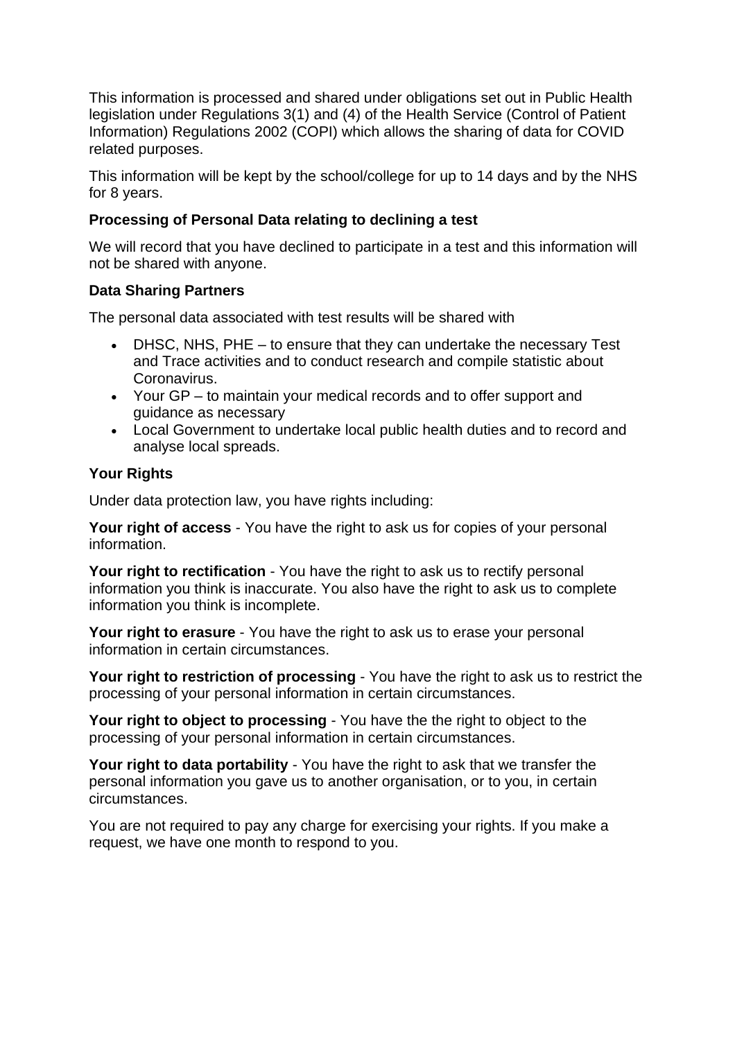This information is processed and shared under obligations set out in Public Health legislation under Regulations 3(1) and (4) of the Health Service (Control of Patient Information) Regulations 2002 (COPI) which allows the sharing of data for COVID related purposes.

This information will be kept by the school/college for up to 14 days and by the NHS for 8 years.

**Processing of Personal Data relating to declining a test**

We will record that you have declined to participate in a test and this information will not be shared with anyone.

**Data Sharing Partners**

The personal data associated with test results will be shared with

- DHSC, NHS, PHE – to ensure that they can undertake the necessary Test and Trace activities and to conduct research and compile statistic about Coronavirus.
- Your GP – to maintain your medical records and to offer support and guidance as necessary
- Local Government to undertake local public health duties and to record and analyse local spreads.

**Your Rights**

Under data protection law, you have rights including:

**Your right of access** - You have the right to ask us for copies of your personal information.

**Your right to rectification** - You have the right to ask us to rectify personal information you think is inaccurate. You also have the right to ask us to complete information you think is incomplete.

**Your right to erasure** - You have the right to ask us to erase your personal information in certain circumstances.

**Your right to restriction of processing** - You have the right to ask us to restrict the processing of your personal information in certain circumstances.

**Your right to object to processing** - You have the the right to object to the processing of your personal information in certain circumstances.

**Your right to data portability** - You have the right to ask that we transfer the personal information you gave us to another organisation, or to you, in certain circumstances.

You are not required to pay any charge for exercising your rights. If you make a request, we have one month to respond to you.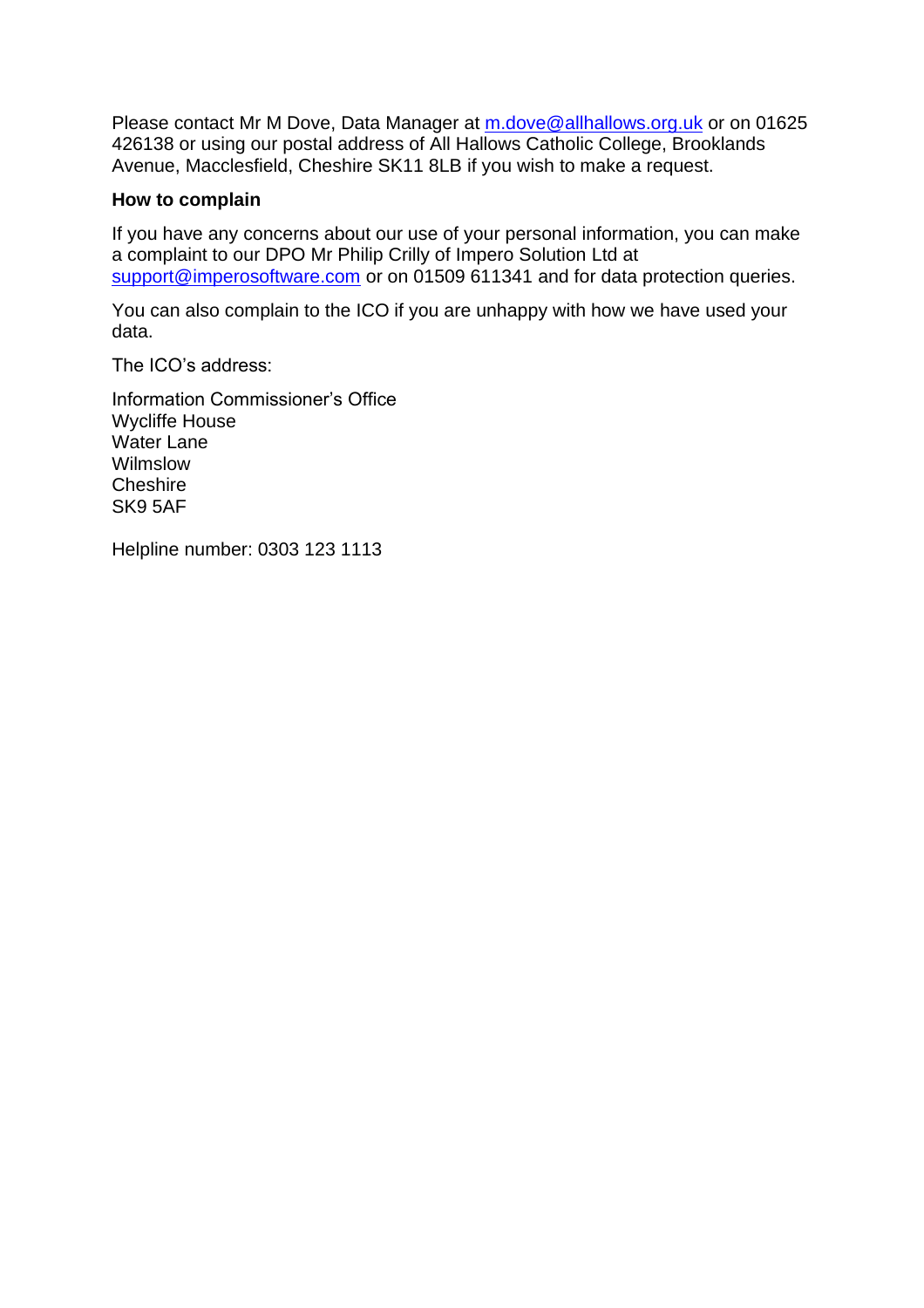Please contact Mr M Dove, Data Manager at m.dove@allhallows.org.uk or on 01625 426138 or using our postal address of All Hallows Catholic College, Brooklands Avenue, Macclesfield, Cheshire SK11 8LB if you wish to make a request.

**How to complain**

If you have any concerns about our use of your personal information, you can make a complaint to our DPO Mr Philip Crilly of Impero Solution Ltd at support@imperosoftware.com or on 01509 611341 and for data protection queries.

You can also complain to the ICO if you are unhappy with how we have used your data.

The ICO's address:

Information Commissioner's Office  
Wycliffe House  
Water Lane  
Wilmslow  
Cheshire  
SK9 5AF

Helpline number: 0303 123 1113